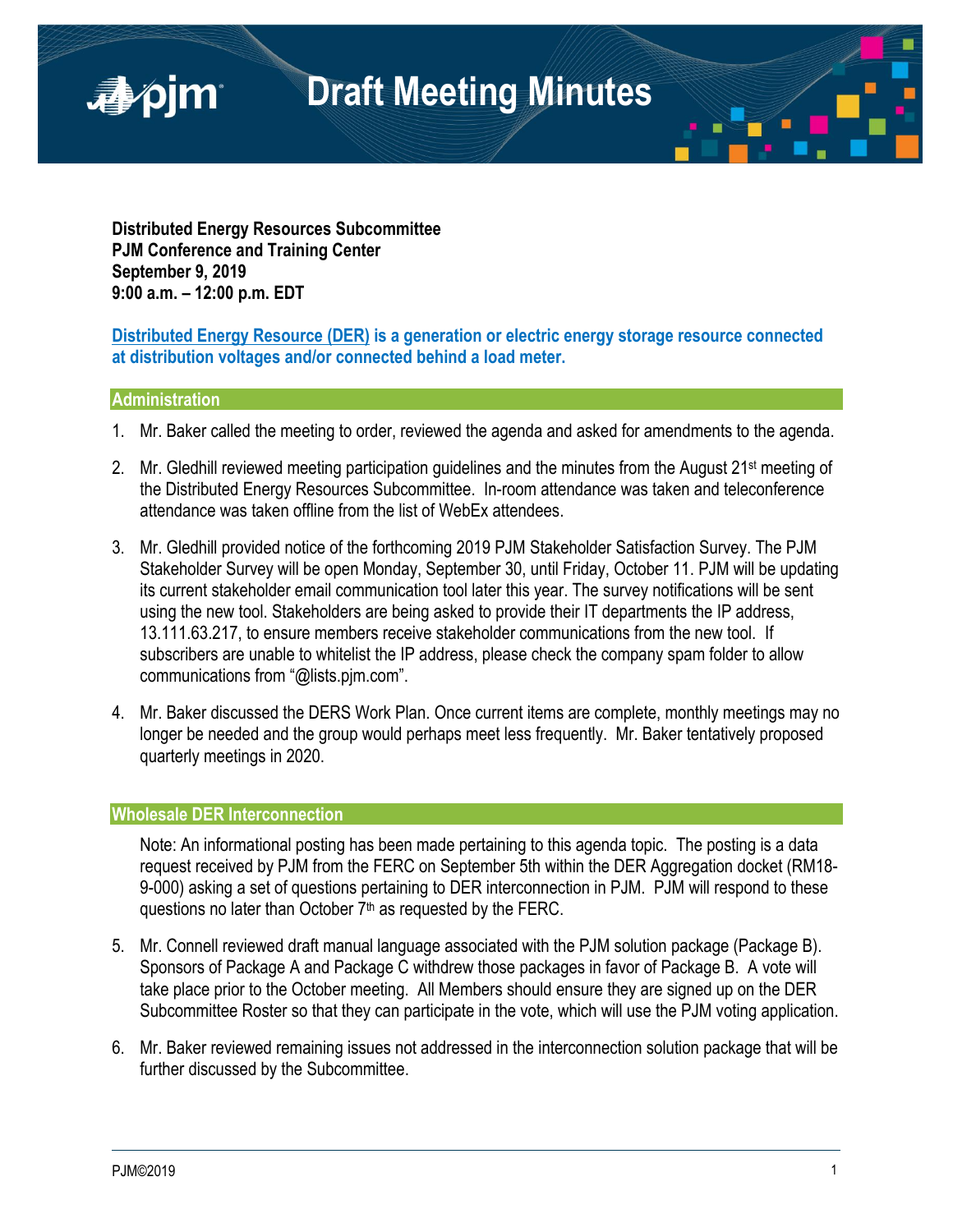# Draft Meeting Minutes

**Distributed Energy Resources Subcommittee**
**PJM Conference and Training Center**
**September 9, 2019**
**9:00 a.m. – 12:00 p.m. EDT**

**Distributed Energy Resource (DER) is a generation or electric energy storage resource connected at distribution voltages and/or connected behind a load meter.**

## Administration

1. Mr. Baker called the meeting to order, reviewed the agenda and asked for amendments to the agenda.
2. Mr. Gledhill reviewed meeting participation guidelines and the minutes from the August 21st meeting of the Distributed Energy Resources Subcommittee. In-room attendance was taken and teleconference attendance was taken offline from the list of WebEx attendees.
3. Mr. Gledhill provided notice of the forthcoming 2019 PJM Stakeholder Satisfaction Survey. The PJM Stakeholder Survey will be open Monday, September 30, until Friday, October 11. PJM will be updating its current stakeholder email communication tool later this year. The survey notifications will be sent using the new tool. Stakeholders are being asked to provide their IT departments the IP address, 13.111.63.217, to ensure members receive stakeholder communications from the new tool. If subscribers are unable to whitelist the IP address, please check the company spam folder to allow communications from "@lists.pjm.com".
4. Mr. Baker discussed the DERS Work Plan. Once current items are complete, monthly meetings may no longer be needed and the group would perhaps meet less frequently. Mr. Baker tentatively proposed quarterly meetings in 2020.

## Wholesale DER Interconnection

Note: An informational posting has been made pertaining to this agenda topic. The posting is a data request received by PJM from the FERC on September 5th within the DER Aggregation docket (RM18-9-000) asking a set of questions pertaining to DER interconnection in PJM. PJM will respond to these questions no later than October 7th as requested by the FERC.

5. Mr. Connell reviewed draft manual language associated with the PJM solution package (Package B). Sponsors of Package A and Package C withdrew those packages in favor of Package B. A vote will take place prior to the October meeting. All Members should ensure they are signed up on the DER Subcommittee Roster so that they can participate in the vote, which will use the PJM voting application.
6. Mr. Baker reviewed remaining issues not addressed in the interconnection solution package that will be further discussed by the Subcommittee.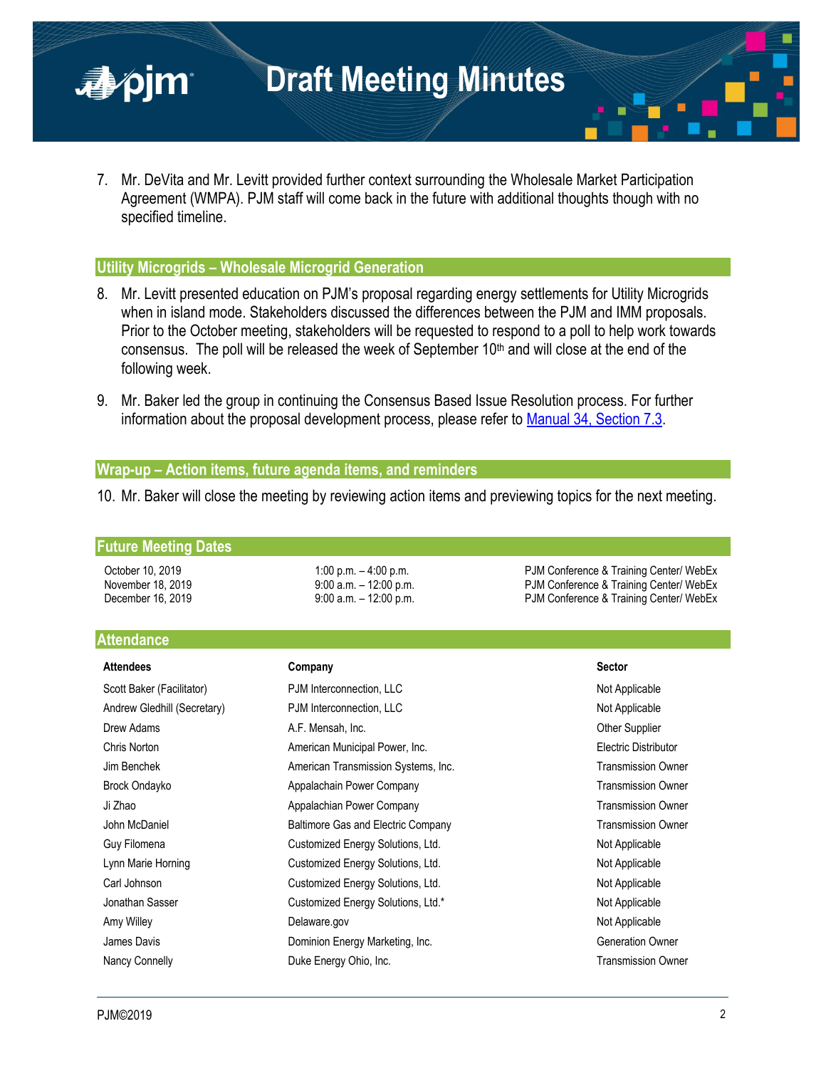7. Mr. DeVita and Mr. Levitt provided further context surrounding the Wholesale Market Participation Agreement (WMPA). PJM staff will come back in the future with additional thoughts though with no specified timeline.

## Utility Microgrids – Wholesale Microgrid Generation

8. Mr. Levitt presented education on PJM's proposal regarding energy settlements for Utility Microgrids when in island mode. Stakeholders discussed the differences between the PJM and IMM proposals. Prior to the October meeting, stakeholders will be requested to respond to a poll to help work towards consensus. The poll will be released the week of September 10th and will close at the end of the following week.

9. Mr. Baker led the group in continuing the Consensus Based Issue Resolution process. For further information about the proposal development process, please refer to [Manual 34, Section 7.3](#).

## Wrap-up – Action items, future agenda items, and reminders

10. Mr. Baker will close the meeting by reviewing action items and previewing topics for the next meeting.

## Future Meeting Dates

| | | |
|---|---|---|
| October 10, 2019 | 1:00 p.m. – 4:00 p.m. | PJM Conference & Training Center/ WebEx |
| November 18, 2019 | 9:00 a.m. – 12:00 p.m. | PJM Conference & Training Center/ WebEx |
| December 16, 2019 | 9:00 a.m. – 12:00 p.m. | PJM Conference & Training Center/ WebEx |

## Attendance

| Attendees | Company | Sector |
|---|---|---|
| Scott Baker (Facilitator) | PJM Interconnection, LLC | Not Applicable |
| Andrew Gledhill (Secretary) | PJM Interconnection, LLC | Not Applicable |
| Drew Adams | A.F. Mensah, Inc. | Other Supplier |
| Chris Norton | American Municipal Power, Inc. | Electric Distributor |
| Jim Benchek | American Transmission Systems, Inc. | Transmission Owner |
| Brock Ondayko | Appalachain Power Company | Transmission Owner |
| Ji Zhao | Appalachian Power Company | Transmission Owner |
| John McDaniel | Baltimore Gas and Electric Company | Transmission Owner |
| Guy Filomena | Customized Energy Solutions, Ltd. | Not Applicable |
| Lynn Marie Horning | Customized Energy Solutions, Ltd. | Not Applicable |
| Carl Johnson | Customized Energy Solutions, Ltd. | Not Applicable |
| Jonathan Sasser | Customized Energy Solutions, Ltd.* | Not Applicable |
| Amy Willey | Delaware.gov | Not Applicable |
| James Davis | Dominion Energy Marketing, Inc. | Generation Owner |
| Nancy Connelly | Duke Energy Ohio, Inc. | Transmission Owner |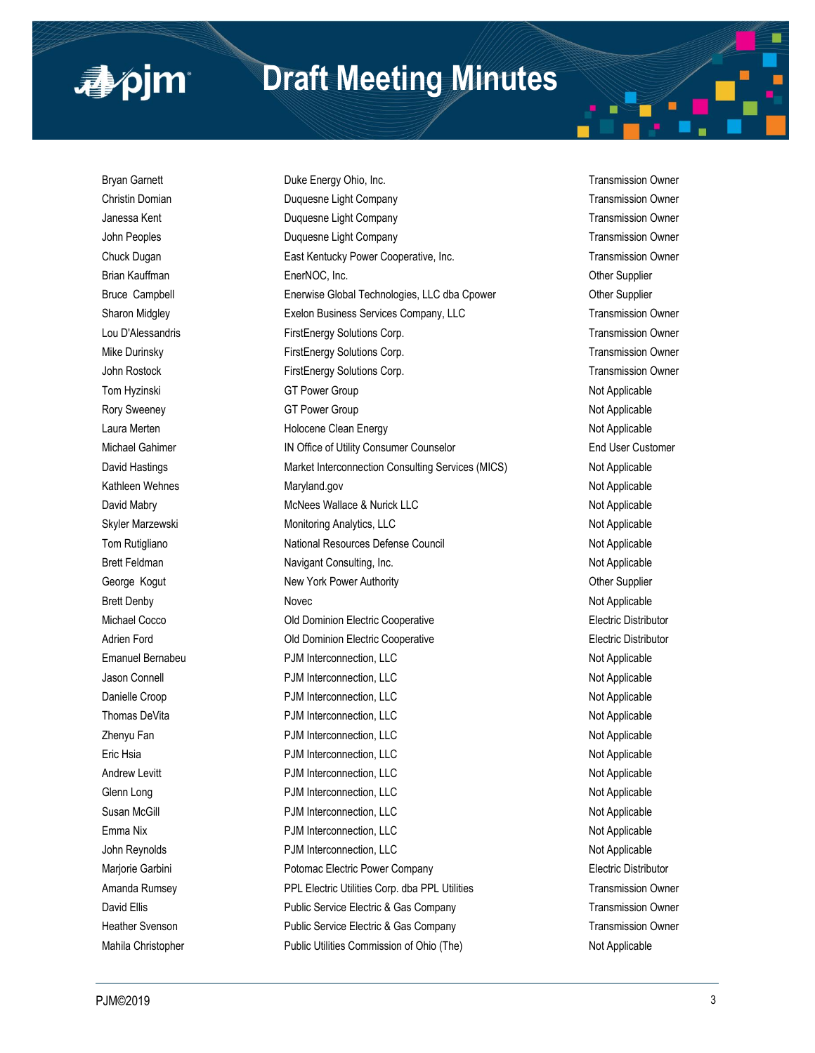| | | |
|---|---|---|
| Bryan Garnett | Duke Energy Ohio, Inc. | Transmission Owner |
| Christin Domian | Duquesne Light Company | Transmission Owner |
| Janessa Kent | Duquesne Light Company | Transmission Owner |
| John Peoples | Duquesne Light Company | Transmission Owner |
| Chuck Dugan | East Kentucky Power Cooperative, Inc. | Transmission Owner |
| Brian Kauffman | EnerNOC, Inc. | Other Supplier |
| Bruce Campbell | Enerwise Global Technologies, LLC dba Cpower | Other Supplier |
| Sharon Midgley | Exelon Business Services Company, LLC | Transmission Owner |
| Lou D'Alessandris | FirstEnergy Solutions Corp. | Transmission Owner |
| Mike Durinsky | FirstEnergy Solutions Corp. | Transmission Owner |
| John Rostock | FirstEnergy Solutions Corp. | Transmission Owner |
| Tom Hyzinski | GT Power Group | Not Applicable |
| Rory Sweeney | GT Power Group | Not Applicable |
| Laura Merten | Holocene Clean Energy | Not Applicable |
| Michael Gahimer | IN Office of Utility Consumer Counselor | End User Customer |
| David Hastings | Market Interconnection Consulting Services (MICS) | Not Applicable |
| Kathleen Wehnes | Maryland.gov | Not Applicable |
| David Mabry | McNees Wallace & Nurick LLC | Not Applicable |
| Skyler Marzewski | Monitoring Analytics, LLC | Not Applicable |
| Tom Rutigliano | National Resources Defense Council | Not Applicable |
| Brett Feldman | Navigant Consulting, Inc. | Not Applicable |
| George Kogut | New York Power Authority | Other Supplier |
| Brett Denby | Novec | Not Applicable |
| Michael Cocco | Old Dominion Electric Cooperative | Electric Distributor |
| Adrien Ford | Old Dominion Electric Cooperative | Electric Distributor |
| Emanuel Bernabeu | PJM Interconnection, LLC | Not Applicable |
| Jason Connell | PJM Interconnection, LLC | Not Applicable |
| Danielle Croop | PJM Interconnection, LLC | Not Applicable |
| Thomas DeVita | PJM Interconnection, LLC | Not Applicable |
| Zhenyu Fan | PJM Interconnection, LLC | Not Applicable |
| Eric Hsia | PJM Interconnection, LLC | Not Applicable |
| Andrew Levitt | PJM Interconnection, LLC | Not Applicable |
| Glenn Long | PJM Interconnection, LLC | Not Applicable |
| Susan McGill | PJM Interconnection, LLC | Not Applicable |
| Emma Nix | PJM Interconnection, LLC | Not Applicable |
| John Reynolds | PJM Interconnection, LLC | Not Applicable |
| Marjorie Garbini | Potomac Electric Power Company | Electric Distributor |
| Amanda Rumsey | PPL Electric Utilities Corp. dba PPL Utilities | Transmission Owner |
| David Ellis | Public Service Electric & Gas Company | Transmission Owner |
| Heather Svenson | Public Service Electric & Gas Company | Transmission Owner |
| Mahila Christopher | Public Utilities Commission of Ohio (The) | Not Applicable |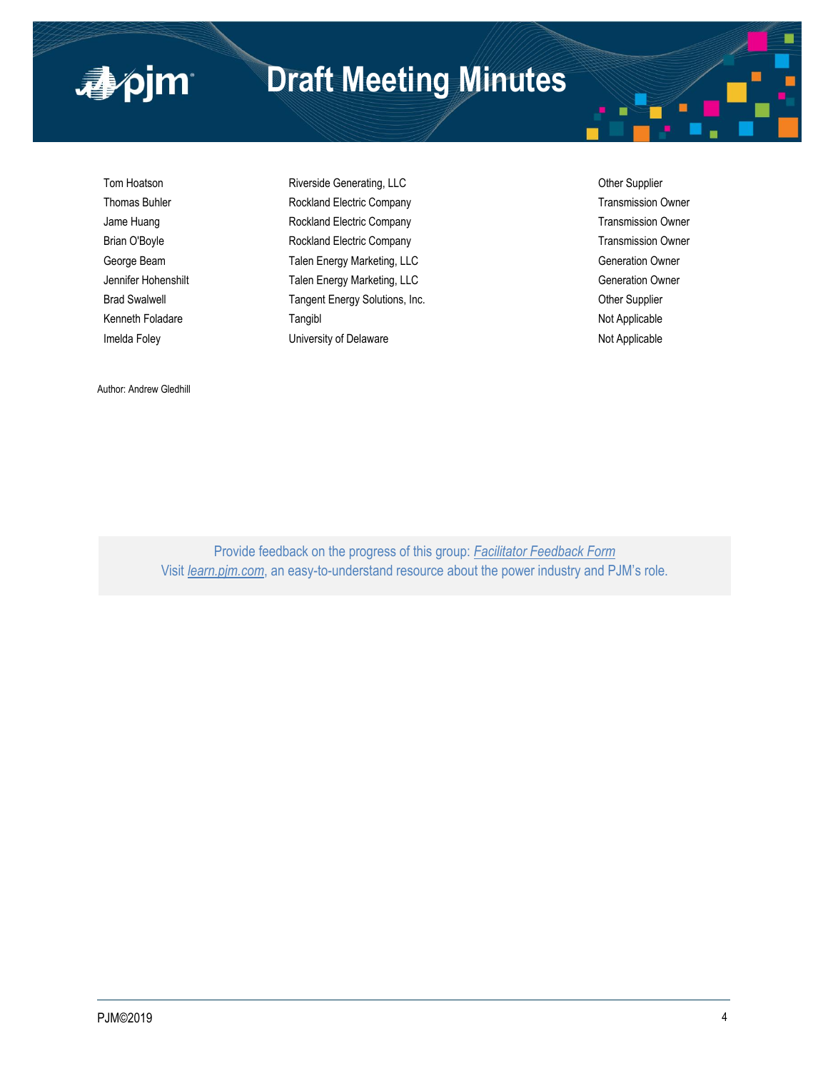| | | |
|---|---|---|
| Tom Hoatson | Riverside Generating, LLC | Other Supplier |
| Thomas Buhler | Rockland Electric Company | Transmission Owner |
| Jame Huang | Rockland Electric Company | Transmission Owner |
| Brian O'Boyle | Rockland Electric Company | Transmission Owner |
| George Beam | Talen Energy Marketing, LLC | Generation Owner |
| Jennifer Hohenshilt | Talen Energy Marketing, LLC | Generation Owner |
| Brad Swalwell | Tangent Energy Solutions, Inc. | Other Supplier |
| Kenneth Foladare | Tangibl | Not Applicable |
| Imelda Foley | University of Delaware | Not Applicable |

Author: Andrew Gledhill

Provide feedback on the progress of this group: *Facilitator Feedback Form*
Visit *learn.pjm.com*, an easy-to-understand resource about the power industry and PJM's role.